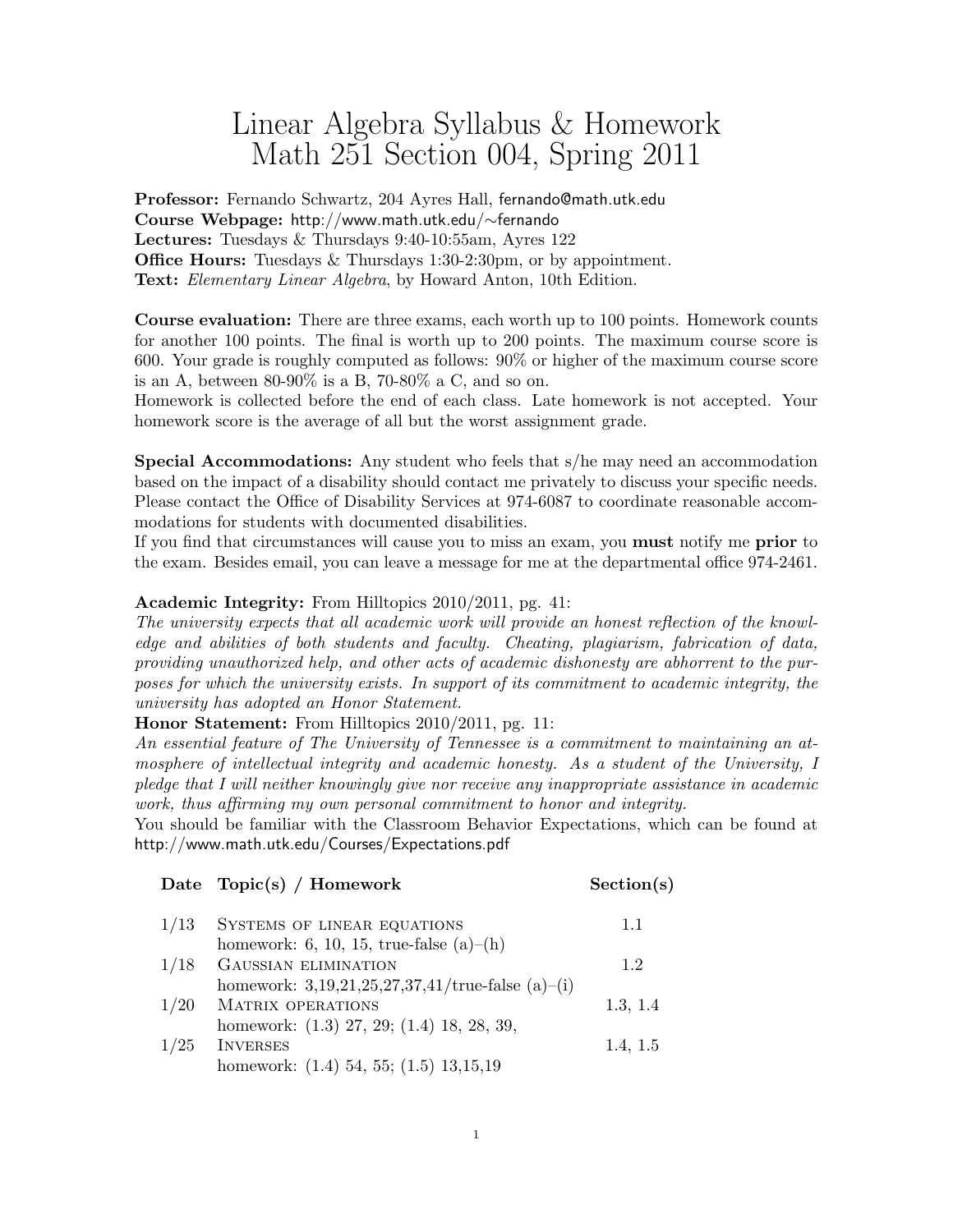# Linear Algebra Syllabus & Homework
# Math 251 Section 004, Spring 2011

**Professor:** Fernando Schwartz, 204 Ayres Hall, fernando@math.utk.edu
**Course Webpage:** http://www.math.utk.edu/∼fernando
**Lectures:** Tuesdays & Thursdays 9:40-10:55am, Ayres 122
**Office Hours:** Tuesdays & Thursdays 1:30-2:30pm, or by appointment.
**Text:** *Elementary Linear Algebra*, by Howard Anton, 10th Edition.

**Course evaluation:** There are three exams, each worth up to 100 points. Homework counts for another 100 points. The final is worth up to 200 points. The maximum course score is 600. Your grade is roughly computed as follows: 90% or higher of the maximum course score is an A, between 80-90% is a B, 70-80% a C, and so on.
Homework is collected before the end of each class. Late homework is not accepted. Your homework score is the average of all but the worst assignment grade.

**Special Accommodations:** Any student who feels that s/he may need an accommodation based on the impact of a disability should contact me privately to discuss your specific needs. Please contact the Office of Disability Services at 974-6087 to coordinate reasonable accommodations for students with documented disabilities.
If you find that circumstances will cause you to miss an exam, you **must** notify me **prior** to the exam. Besides email, you can leave a message for me at the departmental office 974-2461.

**Academic Integrity:** From Hilltopics 2010/2011, pg. 41:
*The university expects that all academic work will provide an honest reflection of the knowledge and abilities of both students and faculty. Cheating, plagiarism, fabrication of data, providing unauthorized help, and other acts of academic dishonesty are abhorrent to the purposes for which the university exists. In support of its commitment to academic integrity, the university has adopted an Honor Statement.*
**Honor Statement:** From Hilltopics 2010/2011, pg. 11:
*An essential feature of The University of Tennessee is a commitment to maintaining an atmosphere of intellectual integrity and academic honesty. As a student of the University, I pledge that I will neither knowingly give nor receive any inappropriate assistance in academic work, thus affirming my own personal commitment to honor and integrity.*
You should be familiar with the Classroom Behavior Expectations, which can be found at http://www.math.utk.edu/Courses/Expectations.pdf

| Date | Topic(s) / Homework | Section(s) |
|---|---|---|
| 1/13 | SYSTEMS OF LINEAR EQUATIONS<br>homework: 6, 10, 15, true-false (a)–(h) | 1.1 |
| 1/18 | GAUSSIAN ELIMINATION<br>homework: 3,19,21,25,27,37,41/true-false (a)–(i) | 1.2 |
| 1/20 | MATRIX OPERATIONS<br>homework: (1.3) 27, 29; (1.4) 18, 28, 39, | 1.3, 1.4 |
| 1/25 | INVERSES<br>homework: (1.4) 54, 55; (1.5) 13,15,19 | 1.4, 1.5 |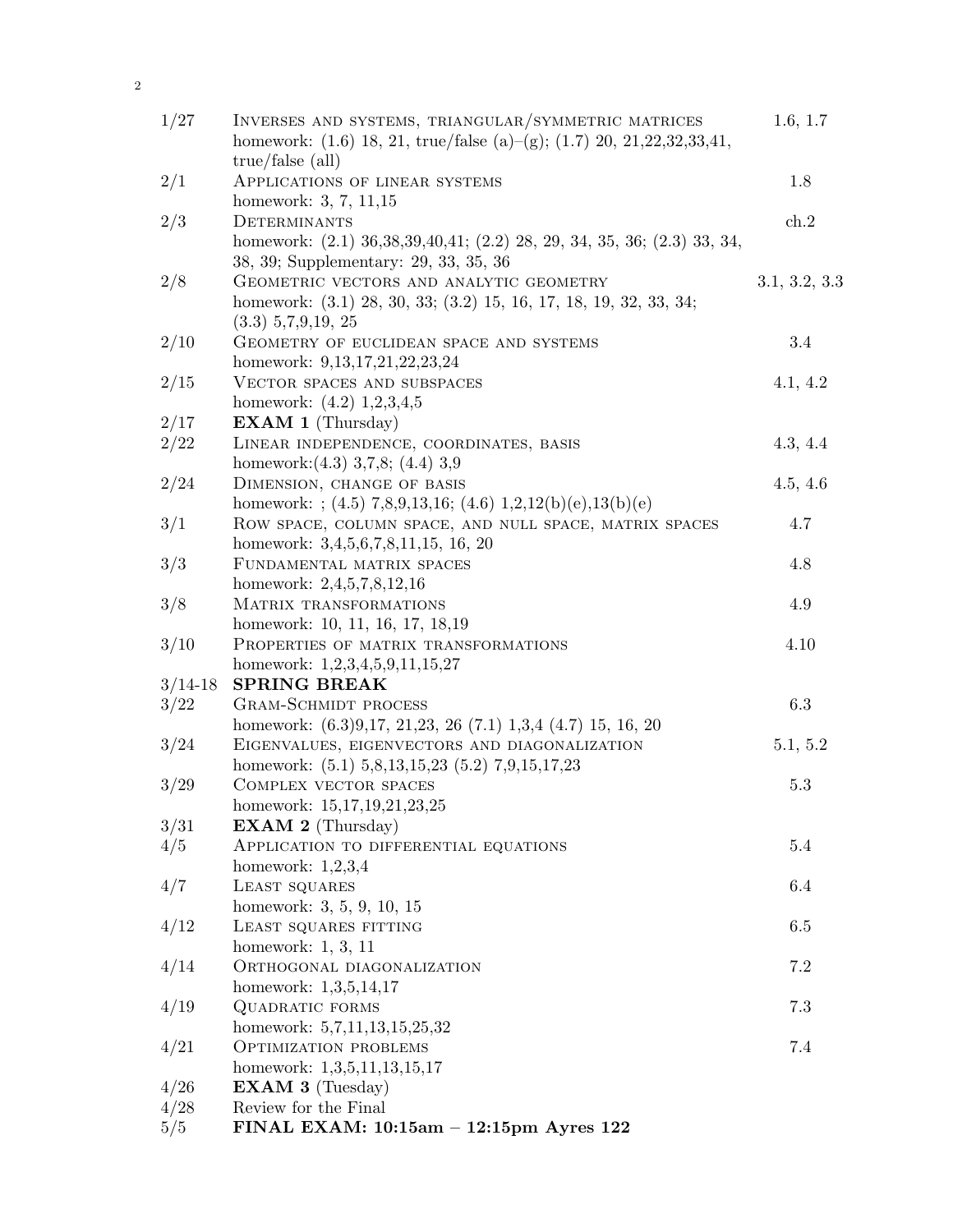| | | |
|---|---|---|
| 1/27 | INVERSES AND SYSTEMS, TRIANGULAR/SYMMETRIC MATRICES<br>homework: (1.6) 18, 21, true/false (a)–(g); (1.7) 20, 21,22,32,33,41, true/false (all) | 1.6, 1.7 |
| 2/1 | APPLICATIONS OF LINEAR SYSTEMS<br>homework: 3, 7, 11,15 | 1.8 |
| 2/3 | DETERMINANTS<br>homework: (2.1) 36,38,39,40,41; (2.2) 28, 29, 34, 35, 36; (2.3) 33, 34, 38, 39; Supplementary: 29, 33, 35, 36 | ch.2 |
| 2/8 | GEOMETRIC VECTORS AND ANALYTIC GEOMETRY<br>homework: (3.1) 28, 30, 33; (3.2) 15, 16, 17, 18, 19, 32, 33, 34; (3.3) 5,7,9,19, 25 | 3.1, 3.2, 3.3 |
| 2/10 | GEOMETRY OF EUCLIDEAN SPACE AND SYSTEMS<br>homework: 9,13,17,21,22,23,24 | 3.4 |
| 2/15 | VECTOR SPACES AND SUBSPACES<br>homework: (4.2) 1,2,3,4,5 | 4.1, 4.2 |
| 2/17 | **EXAM 1** (Thursday) | |
| 2/22 | LINEAR INDEPENDENCE, COORDINATES, BASIS<br>homework:(4.3) 3,7,8; (4.4) 3,9 | 4.3, 4.4 |
| 2/24 | DIMENSION, CHANGE OF BASIS<br>homework: ; (4.5) 7,8,9,13,16; (4.6) 1,2,12(b)(e),13(b)(e) | 4.5, 4.6 |
| 3/1 | ROW SPACE, COLUMN SPACE, AND NULL SPACE, MATRIX SPACES<br>homework: 3,4,5,6,7,8,11,15, 16, 20 | 4.7 |
| 3/3 | FUNDAMENTAL MATRIX SPACES<br>homework: 2,4,5,7,8,12,16 | 4.8 |
| 3/8 | MATRIX TRANSFORMATIONS<br>homework: 10, 11, 16, 17, 18,19 | 4.9 |
| 3/10 | PROPERTIES OF MATRIX TRANSFORMATIONS<br>homework: 1,2,3,4,5,9,11,15,27 | 4.10 |
| 3/14-18 | **SPRING BREAK** | |
| 3/22 | GRAM-SCHMIDT PROCESS<br>homework: (6.3)9,17, 21,23, 26 (7.1) 1,3,4 (4.7) 15, 16, 20 | 6.3 |
| 3/24 | EIGENVALUES, EIGENVECTORS AND DIAGONALIZATION<br>homework: (5.1) 5,8,13,15,23 (5.2) 7,9,15,17,23 | 5.1, 5.2 |
| 3/29 | COMPLEX VECTOR SPACES<br>homework: 15,17,19,21,23,25 | 5.3 |
| 3/31 | **EXAM 2** (Thursday) | |
| 4/5 | APPLICATION TO DIFFERENTIAL EQUATIONS<br>homework: 1,2,3,4 | 5.4 |
| 4/7 | LEAST SQUARES<br>homework: 3, 5, 9, 10, 15 | 6.4 |
| 4/12 | LEAST SQUARES FITTING<br>homework: 1, 3, 11 | 6.5 |
| 4/14 | ORTHOGONAL DIAGONALIZATION<br>homework: 1,3,5,14,17 | 7.2 |
| 4/19 | QUADRATIC FORMS<br>homework: 5,7,11,13,15,25,32 | 7.3 |
| 4/21 | OPTIMIZATION PROBLEMS<br>homework: 1,3,5,11,13,15,17 | 7.4 |
| 4/26 | **EXAM 3** (Tuesday) | |
| 4/28 | Review for the Final | |
| 5/5 | **FINAL EXAM: 10:15am – 12:15pm Ayres 122** | |